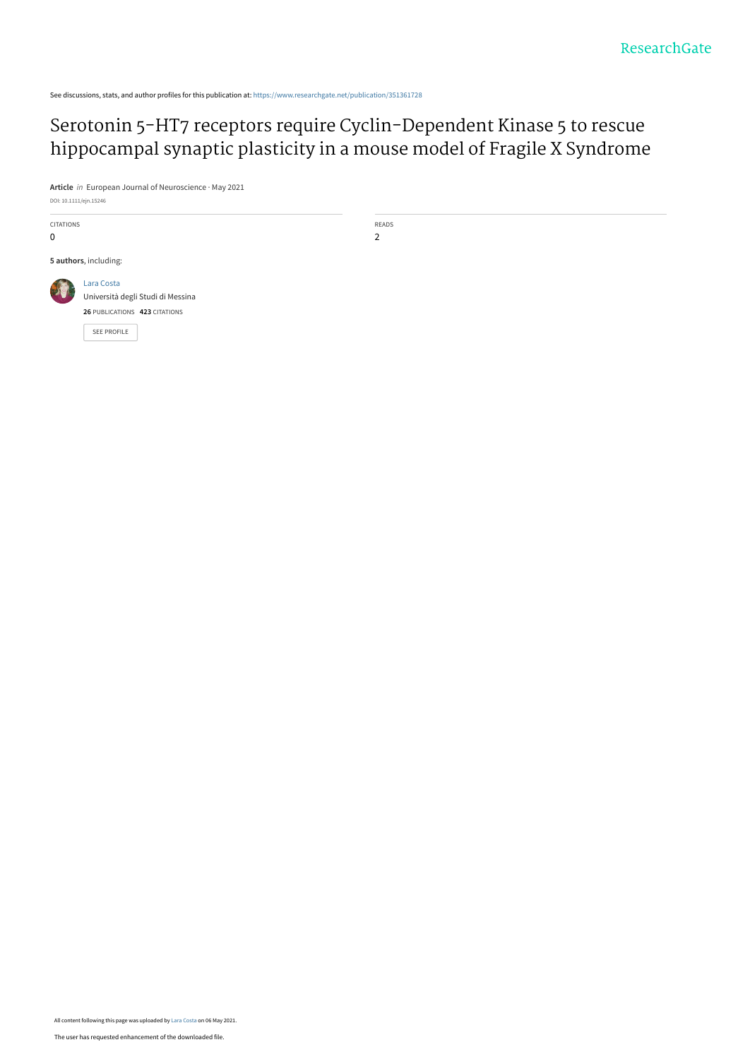See discussions, stats, and author profiles for this publication at: https://www.researchgate.net/publication/351361728

# Serotonin 5-HT7 receptors require Cyclin-Dependent Kinase 5 to rescue hippocampal synaptic plasticity in a mouse model of Fragile X Syndrome

**Article** *in* European Journal of Neuroscience · May 2021

DOI: 10.1111/ejn.15246

CITATIONS
0

READS
2

**5 authors**, including:

Lara Costa
Università degli Studi di Messina
**26** PUBLICATIONS **423** CITATIONS

SEE PROFILE

All content following this page was uploaded by Lara Costa on 06 May 2021.

The user has requested enhancement of the downloaded file.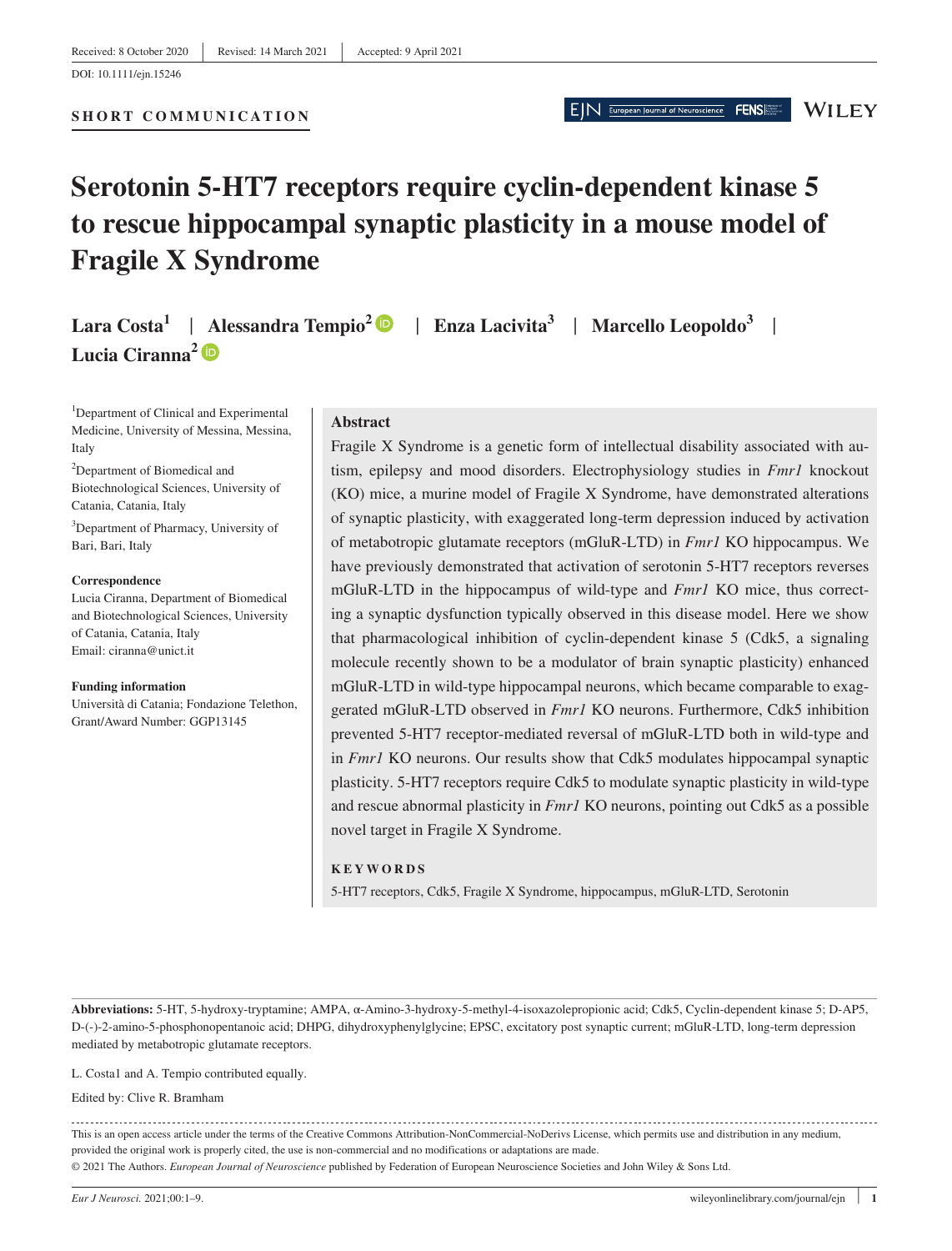SHORT COMMUNICATION

# Serotonin 5-HT7 receptors require cyclin-dependent kinase 5 to rescue hippocampal synaptic plasticity in a mouse model of Fragile X Syndrome

**Lara Costa**[1] | **Alessandra Tempio**[2] | **Enza Lacivita**[3] | **Marcello Leopoldo**[3] | **Lucia Ciranna**[2]

[1]Department of Clinical and Experimental Medicine, University of Messina, Messina, Italy

[2]Department of Biomedical and Biotechnological Sciences, University of Catania, Catania, Italy

[3]Department of Pharmacy, University of Bari, Bari, Italy

**Correspondence**
Lucia Ciranna, Department of Biomedical and Biotechnological Sciences, University of Catania, Catania, Italy
Email: ciranna@unict.it

**Funding information**
Università di Catania; Fondazione Telethon, Grant/Award Number: GGP13145

## Abstract

Fragile X Syndrome is a genetic form of intellectual disability associated with autism, epilepsy and mood disorders. Electrophysiology studies in *Fmr1* knockout (KO) mice, a murine model of Fragile X Syndrome, have demonstrated alterations of synaptic plasticity, with exaggerated long-term depression induced by activation of metabotropic glutamate receptors (mGluR-LTD) in *Fmr1* KO hippocampus. We have previously demonstrated that activation of serotonin 5-HT7 receptors reverses mGluR-LTD in the hippocampus of wild-type and *Fmr1* KO mice, thus correcting a synaptic dysfunction typically observed in this disease model. Here we show that pharmacological inhibition of cyclin-dependent kinase 5 (Cdk5, a signaling molecule recently shown to be a modulator of brain synaptic plasticity) enhanced mGluR-LTD in wild-type hippocampal neurons, which became comparable to exaggerated mGluR-LTD observed in *Fmr1* KO neurons. Furthermore, Cdk5 inhibition prevented 5-HT7 receptor-mediated reversal of mGluR-LTD both in wild-type and in *Fmr1* KO neurons. Our results show that Cdk5 modulates hippocampal synaptic plasticity. 5-HT7 receptors require Cdk5 to modulate synaptic plasticity in wild-type and rescue abnormal plasticity in *Fmr1* KO neurons, pointing out Cdk5 as a possible novel target in Fragile X Syndrome.

**KEYWORDS**

5-HT7 receptors, Cdk5, Fragile X Syndrome, hippocampus, mGluR-LTD, Serotonin

**Abbreviations:** 5-HT, 5-hydroxy-tryptamine; AMPA, α-Amino-3-hydroxy-5-methyl-4-isoxazolepropionic acid; Cdk5, Cyclin-dependent kinase 5; D-AP5, D-(-)-2-amino-5-phosphonopentanoic acid; DHPG, dihydroxyphenylglycine; EPSC, excitatory post synaptic current; mGluR-LTD, long-term depression mediated by metabotropic glutamate receptors.

L. Costa1 and A. Tempio contributed equally.

Edited by: Clive R. Bramham

This is an open access article under the terms of the Creative Commons Attribution-NonCommercial-NoDerivs License, which permits use and distribution in any medium, provided the original work is properly cited, the use is non-commercial and no modifications or adaptations are made.
© 2021 The Authors. *European Journal of Neuroscience* published by Federation of European Neuroscience Societies and John Wiley & Sons Ltd.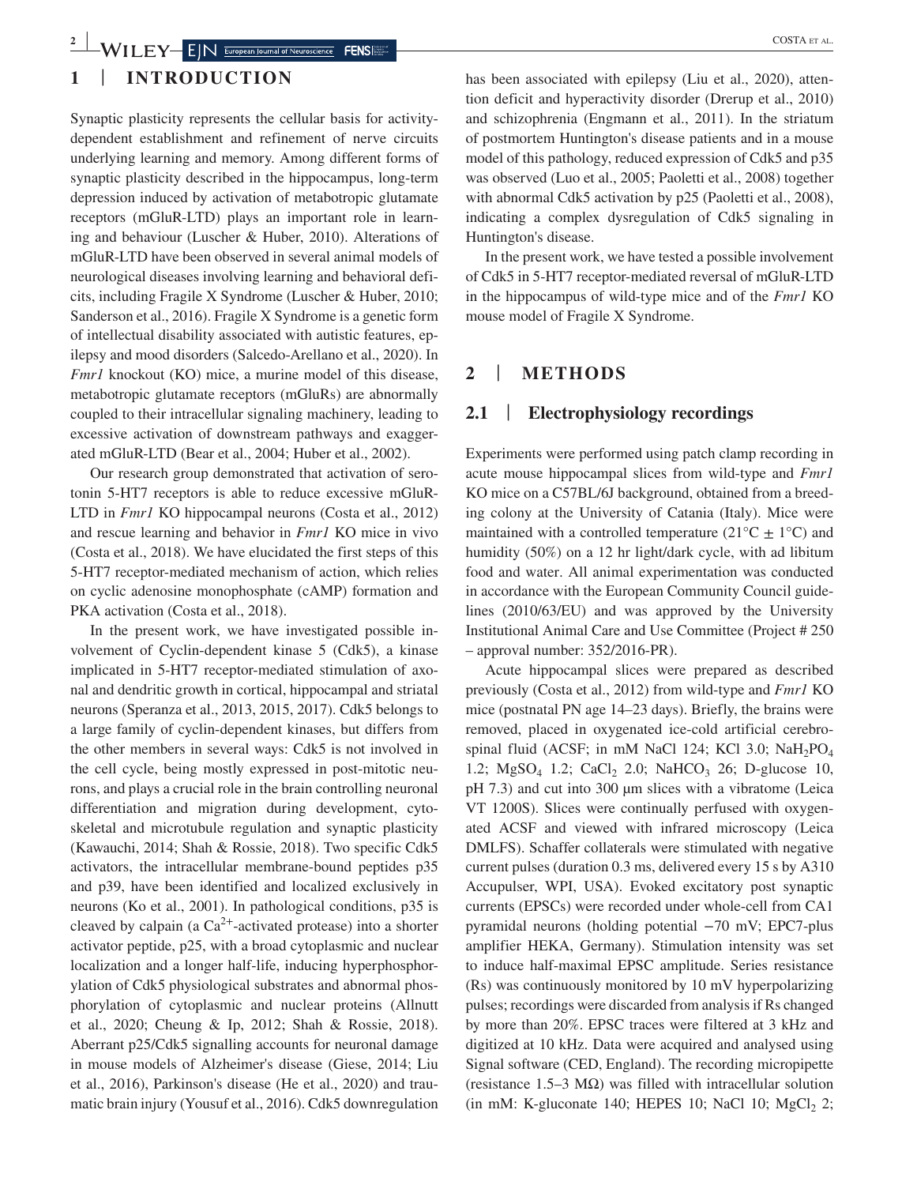## 1 | INTRODUCTION

Synaptic plasticity represents the cellular basis for activity-dependent establishment and refinement of nerve circuits underlying learning and memory. Among different forms of synaptic plasticity described in the hippocampus, long-term depression induced by activation of metabotropic glutamate receptors (mGluR-LTD) plays an important role in learning and behaviour (Luscher & Huber, 2010). Alterations of mGluR-LTD have been observed in several animal models of neurological diseases involving learning and behavioral deficits, including Fragile X Syndrome (Luscher & Huber, 2010; Sanderson et al., 2016). Fragile X Syndrome is a genetic form of intellectual disability associated with autistic features, epilepsy and mood disorders (Salcedo-Arellano et al., 2020). In *Fmr1* knockout (KO) mice, a murine model of this disease, metabotropic glutamate receptors (mGluRs) are abnormally coupled to their intracellular signaling machinery, leading to excessive activation of downstream pathways and exaggerated mGluR-LTD (Bear et al., 2004; Huber et al., 2002).

Our research group demonstrated that activation of serotonin 5-HT7 receptors is able to reduce excessive mGluR-LTD in *Fmr1* KO hippocampal neurons (Costa et al., 2012) and rescue learning and behavior in *Fmr1* KO mice in vivo (Costa et al., 2018). We have elucidated the first steps of this 5-HT7 receptor-mediated mechanism of action, which relies on cyclic adenosine monophosphate (cAMP) formation and PKA activation (Costa et al., 2018).

In the present work, we have investigated possible involvement of Cyclin-dependent kinase 5 (Cdk5), a kinase implicated in 5-HT7 receptor-mediated stimulation of axonal and dendritic growth in cortical, hippocampal and striatal neurons (Speranza et al., 2013, 2015, 2017). Cdk5 belongs to a large family of cyclin-dependent kinases, but differs from the other members in several ways: Cdk5 is not involved in the cell cycle, being mostly expressed in post-mitotic neurons, and plays a crucial role in the brain controlling neuronal differentiation and migration during development, cytoskeletal and microtubule regulation and synaptic plasticity (Kawauchi, 2014; Shah & Rossie, 2018). Two specific Cdk5 activators, the intracellular membrane-bound peptides p35 and p39, have been identified and localized exclusively in neurons (Ko et al., 2001). In pathological conditions, p35 is cleaved by calpain (a $Ca^{2+}$-activated protease) into a shorter activator peptide, p25, with a broad cytoplasmic and nuclear localization and a longer half-life, inducing hyperphosphorylation of Cdk5 physiological substrates and abnormal phosphorylation of cytoplasmic and nuclear proteins (Allnutt et al., 2020; Cheung & Ip, 2012; Shah & Rossie, 2018). Aberrant p25/Cdk5 signalling accounts for neuronal damage in mouse models of Alzheimer's disease (Giese, 2014; Liu et al., 2016), Parkinson's disease (He et al., 2020) and traumatic brain injury (Yousuf et al., 2016). Cdk5 downregulation has been associated with epilepsy (Liu et al., 2020), attention deficit and hyperactivity disorder (Drerup et al., 2010) and schizophrenia (Engmann et al., 2011). In the striatum of postmortem Huntington's disease patients and in a mouse model of this pathology, reduced expression of Cdk5 and p35 was observed (Luo et al., 2005; Paoletti et al., 2008) together with abnormal Cdk5 activation by p25 (Paoletti et al., 2008), indicating a complex dysregulation of Cdk5 signaling in Huntington's disease.

In the present work, we have tested a possible involvement of Cdk5 in 5-HT7 receptor-mediated reversal of mGluR-LTD in the hippocampus of wild-type mice and of the *Fmr1* KO mouse model of Fragile X Syndrome.

## 2 | METHODS

### 2.1 | Electrophysiology recordings

Experiments were performed using patch clamp recording in acute mouse hippocampal slices from wild-type and *Fmr1* KO mice on a C57BL/6J background, obtained from a breeding colony at the University of Catania (Italy). Mice were maintained with a controlled temperature (21°C ± 1°C) and humidity (50%) on a 12 hr light/dark cycle, with ad libitum food and water. All animal experimentation was conducted in accordance with the European Community Council guidelines (2010/63/EU) and was approved by the University Institutional Animal Care and Use Committee (Project # 250 – approval number: 352/2016-PR).

Acute hippocampal slices were prepared as described previously (Costa et al., 2012) from wild-type and *Fmr1* KO mice (postnatal PN age 14–23 days). Briefly, the brains were removed, placed in oxygenated ice-cold artificial cerebrospinal fluid (ACSF; in mM NaCl 124; KCl 3.0; $NaH_2PO_4$ 1.2; $MgSO_4$ 1.2; $CaCl_2$ 2.0; $NaHCO_3$ 26; D-glucose 10, pH 7.3) and cut into 300 μm slices with a vibratome (Leica VT 1200S). Slices were continually perfused with oxygenated ACSF and viewed with infrared microscopy (Leica DMLFS). Schaffer collaterals were stimulated with negative current pulses (duration 0.3 ms, delivered every 15 s by A310 Accupulser, WPI, USA). Evoked excitatory post synaptic currents (EPSCs) were recorded under whole-cell from CA1 pyramidal neurons (holding potential −70 mV; EPC7-plus amplifier HEKA, Germany). Stimulation intensity was set to induce half-maximal EPSC amplitude. Series resistance (Rs) was continuously monitored by 10 mV hyperpolarizing pulses; recordings were discarded from analysis if Rs changed by more than 20%. EPSC traces were filtered at 3 kHz and digitized at 10 kHz. Data were acquired and analysed using Signal software (CED, England). The recording micropipette (resistance 1.5–3 MΩ) was filled with intracellular solution (in mM: K-gluconate 140; HEPES 10; NaCl 10; $MgCl_2$ 2;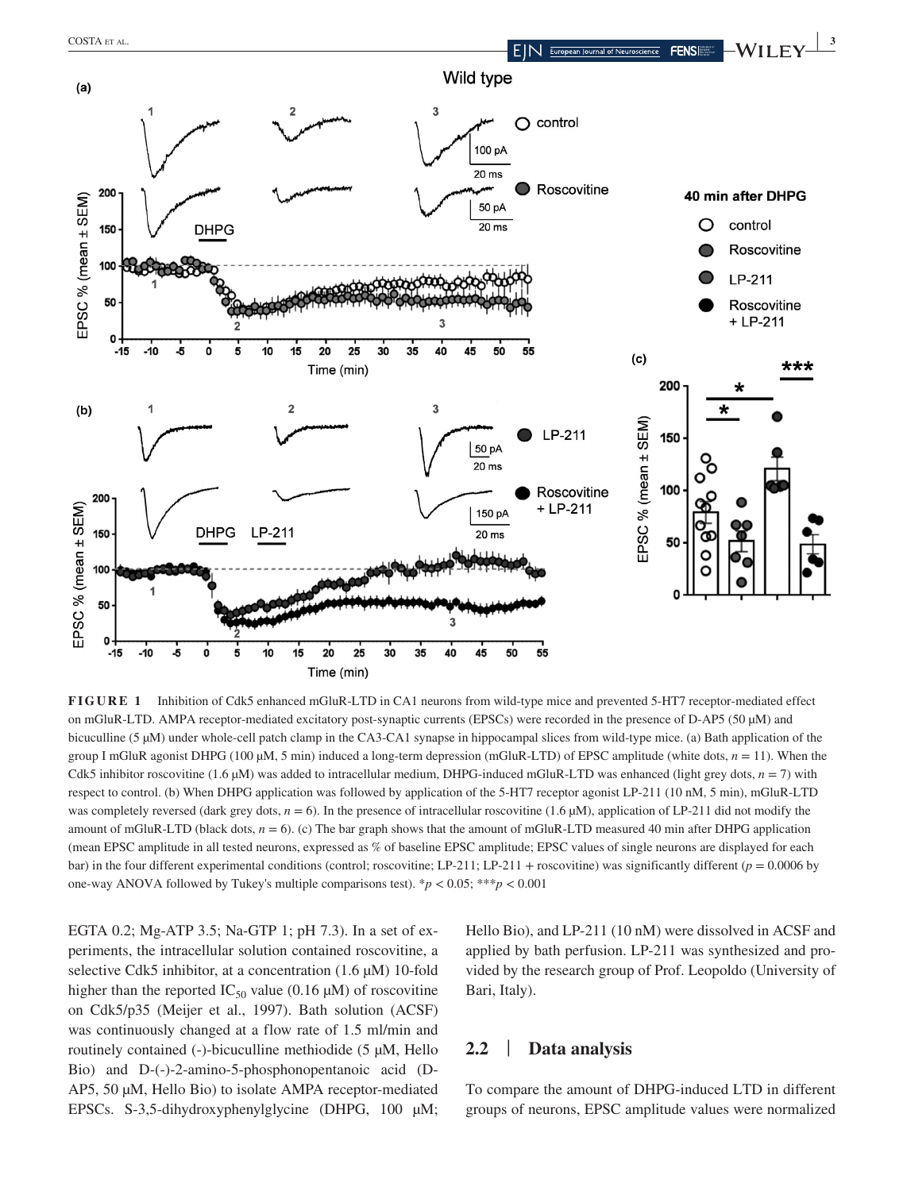**FIGURE 1** Inhibition of Cdk5 enhanced mGluR-LTD in CA1 neurons from wild-type mice and prevented 5-HT7 receptor-mediated effect on mGluR-LTD. AMPA receptor-mediated excitatory post-synaptic currents (EPSCs) were recorded in the presence of D-AP5 (50 μM) and bicuculline (5 μM) under whole-cell patch clamp in the CA3-CA1 synapse in hippocampal slices from wild-type mice. (a) Bath application of the group I mGluR agonist DHPG (100 μM, 5 min) induced a long-term depression (mGluR-LTD) of EPSC amplitude (white dots, $n = 11$). When the Cdk5 inhibitor roscovitine (1.6 μM) was added to intracellular medium, DHPG-induced mGluR-LTD was enhanced (light grey dots, $n = 7$) with respect to control. (b) When DHPG application was followed by application of the 5-HT7 receptor agonist LP-211 (10 nM, 5 min), mGluR-LTD was completely reversed (dark grey dots, $n = 6$). In the presence of intracellular roscovitine (1.6 μM), application of LP-211 did not modify the amount of mGluR-LTD (black dots, $n = 6$). (c) The bar graph shows that the amount of mGluR-LTD measured 40 min after DHPG application (mean EPSC amplitude in all tested neurons, expressed as % of baseline EPSC amplitude; EPSC values of single neurons are displayed for each bar) in the four different experimental conditions (control; roscovitine; LP-211; LP-211 + roscovitine) was significantly different ($p = 0.0006$ by one-way ANOVA followed by Tukey's multiple comparisons test). *$p < 0.05$; ***$p < 0.001$

EGTA 0.2; Mg-ATP 3.5; Na-GTP 1; pH 7.3). In a set of experiments, the intracellular solution contained roscovitine, a selective Cdk5 inhibitor, at a concentration (1.6 μM) 10-fold higher than the reported $IC_{50}$ value (0.16 μM) of roscovitine on Cdk5/p35 (Meijer et al., 1997). Bath solution (ACSF) was continuously changed at a flow rate of 1.5 ml/min and routinely contained (-)-bicuculline methiodide (5 μM, Hello Bio) and D-(-)-2-amino-5-phosphonopentanoic acid (D-AP5, 50 μM, Hello Bio) to isolate AMPA receptor-mediated EPSCs. S-3,5-dihydroxyphenylglycine (DHPG, 100 μM; Hello Bio), and LP-211 (10 nM) were dissolved in ACSF and applied by bath perfusion. LP-211 was synthesized and provided by the research group of Prof. Leopoldo (University of Bari, Italy).

## 2.2 | Data analysis

To compare the amount of DHPG-induced LTD in different groups of neurons, EPSC amplitude values were normalized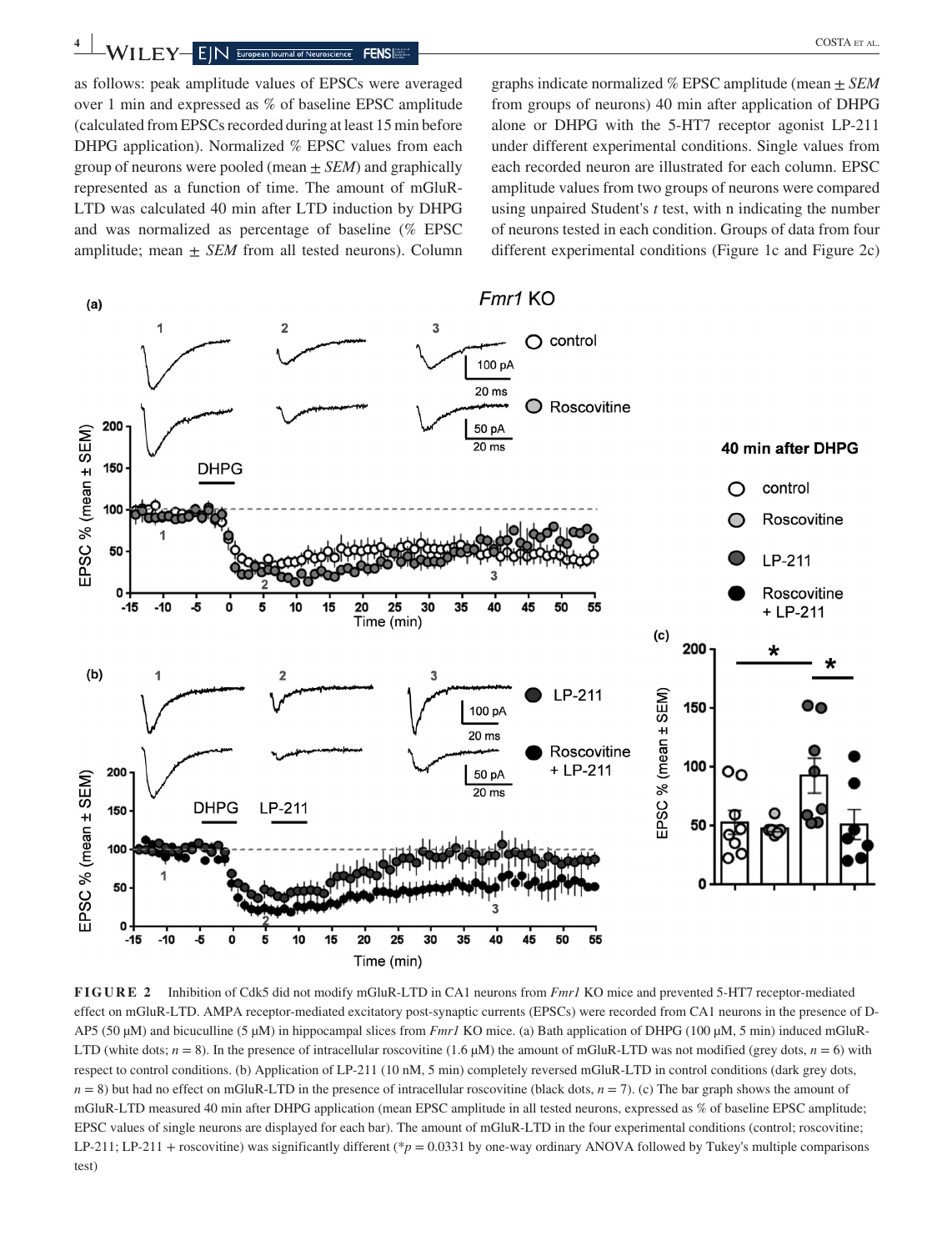as follows: peak amplitude values of EPSCs were averaged over 1 min and expressed as % of baseline EPSC amplitude (calculated from EPSCs recorded during at least 15 min before DHPG application). Normalized % EPSC values from each group of neurons were pooled (mean ± *SEM*) and graphically represented as a function of time. The amount of mGluR-LTD was calculated 40 min after LTD induction by DHPG and was normalized as percentage of baseline (% EPSC amplitude; mean ± *SEM* from all tested neurons). Column graphs indicate normalized % EPSC amplitude (mean ± *SEM* from groups of neurons) 40 min after application of DHPG alone or DHPG with the 5-HT7 receptor agonist LP-211 under different experimental conditions. Single values from each recorded neuron are illustrated for each column. EPSC amplitude values from two groups of neurons were compared using unpaired Student's *t* test, with n indicating the number of neurons tested in each condition. Groups of data from four different experimental conditions (Figure 1c and Figure 2c)

**FIGURE 2** Inhibition of Cdk5 did not modify mGluR-LTD in CA1 neurons from *Fmr1* KO mice and prevented 5-HT7 receptor-mediated effect on mGluR-LTD. AMPA receptor-mediated excitatory post-synaptic currents (EPSCs) were recorded from CA1 neurons in the presence of D-AP5 (50 μM) and bicuculline (5 μM) in hippocampal slices from *Fmr1* KO mice. (a) Bath application of DHPG (100 μM, 5 min) induced mGluR-LTD (white dots; $n = 8$). In the presence of intracellular roscovitine (1.6 μM) the amount of mGluR-LTD was not modified (grey dots, $n = 6$) with respect to control conditions. (b) Application of LP-211 (10 nM, 5 min) completely reversed mGluR-LTD in control conditions (dark grey dots, $n = 8$) but had no effect on mGluR-LTD in the presence of intracellular roscovitine (black dots, $n = 7$). (c) The bar graph shows the amount of mGluR-LTD measured 40 min after DHPG application (mean EPSC amplitude in all tested neurons, expressed as % of baseline EPSC amplitude; EPSC values of single neurons are displayed for each bar). The amount of mGluR-LTD in the four experimental conditions (control; roscovitine; LP-211; LP-211 + roscovitine) was significantly different (*$p = 0.0331$ by one-way ordinary ANOVA followed by Tukey's multiple comparisons test)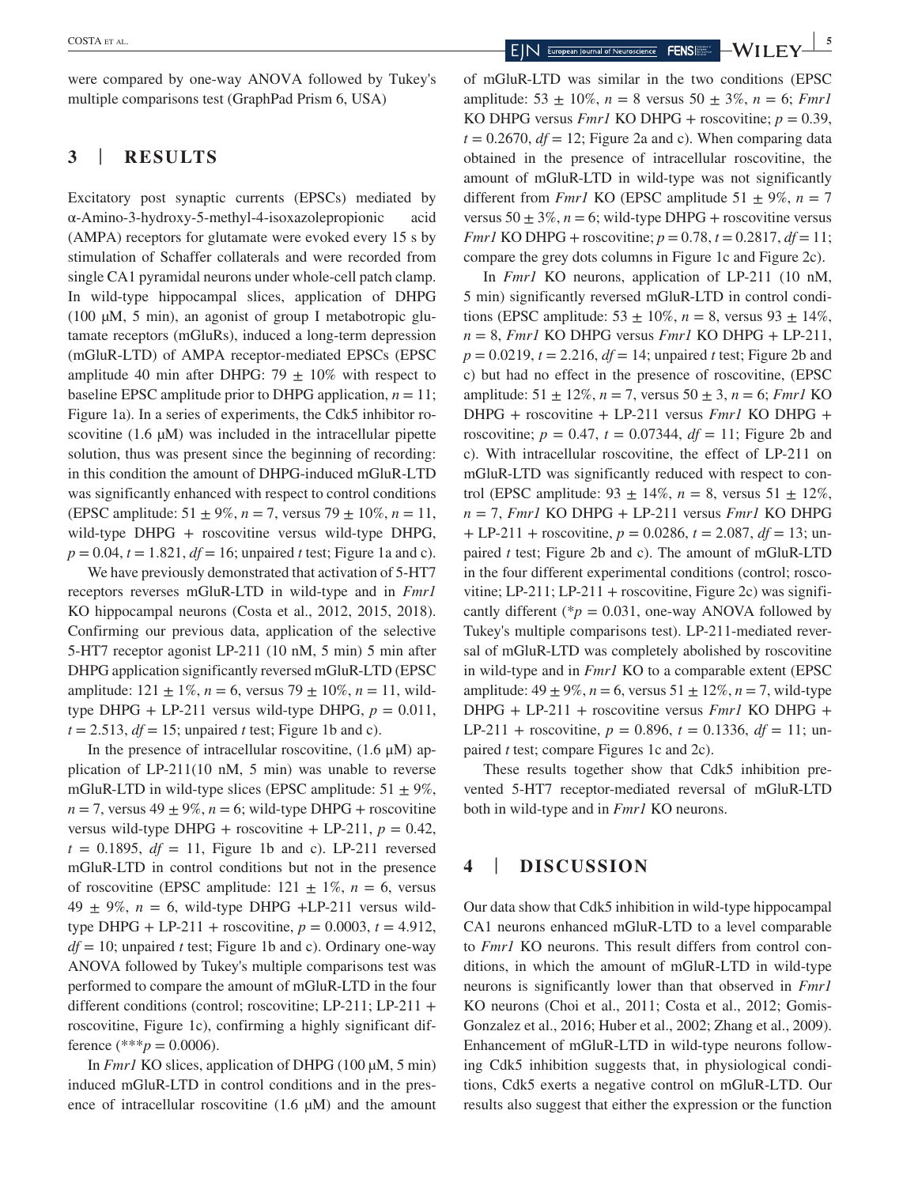were compared by one-way ANOVA followed by Tukey's multiple comparisons test (GraphPad Prism 6, USA)

## 3 | RESULTS

Excitatory post synaptic currents (EPSCs) mediated by α-Amino-3-hydroxy-5-methyl-4-isoxazolepropionic acid (AMPA) receptors for glutamate were evoked every 15 s by stimulation of Schaffer collaterals and were recorded from single CA1 pyramidal neurons under whole-cell patch clamp. In wild-type hippocampal slices, application of DHPG (100 μM, 5 min), an agonist of group I metabotropic glutamate receptors (mGluRs), induced a long-term depression (mGluR-LTD) of AMPA receptor-mediated EPSCs (EPSC amplitude 40 min after DHPG: $79 \pm 10\%$ with respect to baseline EPSC amplitude prior to DHPG application, $n = 11$; Figure 1a). In a series of experiments, the Cdk5 inhibitor roscovitine (1.6 μM) was included in the intracellular pipette solution, thus was present since the beginning of recording: in this condition the amount of DHPG-induced mGluR-LTD was significantly enhanced with respect to control conditions (EPSC amplitude: $51 \pm 9\%$, $n = 7$, versus $79 \pm 10\%$, $n = 11$, wild-type DHPG + roscovitine versus wild-type DHPG, $p = 0.04$, $t = 1.821$, $df = 16$; unpaired $t$ test; Figure 1a and c).

We have previously demonstrated that activation of 5-HT7 receptors reverses mGluR-LTD in wild-type and in *Fmr1* KO hippocampal neurons (Costa et al., 2012, 2015, 2018). Confirming our previous data, application of the selective 5-HT7 receptor agonist LP-211 (10 nM, 5 min) 5 min after DHPG application significantly reversed mGluR-LTD (EPSC amplitude: $121 \pm 1\%$, $n = 6$, versus $79 \pm 10\%$, $n = 11$, wild-type DHPG + LP-211 versus wild-type DHPG, $p = 0.011$, $t = 2.513$, $df = 15$; unpaired $t$ test; Figure 1b and c).

In the presence of intracellular roscovitine, (1.6 μM) application of LP-211(10 nM, 5 min) was unable to reverse mGluR-LTD in wild-type slices (EPSC amplitude: $51 \pm 9\%$, $n = 7$, versus $49 \pm 9\%$, $n = 6$; wild-type DHPG + roscovitine versus wild-type DHPG + roscovitine + LP-211, $p = 0.42$, $t = 0.1895$, $df = 11$, Figure 1b and c). LP-211 reversed mGluR-LTD in control conditions but not in the presence of roscovitine (EPSC amplitude: $121 \pm 1\%$, $n = 6$, versus $49 \pm 9\%$, $n = 6$, wild-type DHPG +LP-211 versus wild-type DHPG + LP-211 + roscovitine, $p = 0.0003$, $t = 4.912$, $df = 10$; unpaired $t$ test; Figure 1b and c). Ordinary one-way ANOVA followed by Tukey's multiple comparisons test was performed to compare the amount of mGluR-LTD in the four different conditions (control; roscovitine; LP-211; LP-211 + roscovitine, Figure 1c), confirming a highly significant difference (***$p = 0.0006$).

In *Fmr1* KO slices, application of DHPG (100 μM, 5 min) induced mGluR-LTD in control conditions and in the presence of intracellular roscovitine (1.6 μM) and the amount of mGluR-LTD was similar in the two conditions (EPSC amplitude: $53 \pm 10\%$, $n = 8$ versus $50 \pm 3\%$, $n = 6$; *Fmr1* KO DHPG versus *Fmr1* KO DHPG + roscovitine; $p = 0.39$, $t = 0.2670$, $df = 12$; Figure 2a and c). When comparing data obtained in the presence of intracellular roscovitine, the amount of mGluR-LTD in wild-type was not significantly different from *Fmr1* KO (EPSC amplitude $51 \pm 9\%$, $n = 7$ versus $50 \pm 3\%$, $n = 6$; wild-type DHPG + roscovitine versus *Fmr1* KO DHPG + roscovitine; $p = 0.78$, $t = 0.2817$, $df = 11$; compare the grey dots columns in Figure 1c and Figure 2c).

In *Fmr1* KO neurons, application of LP-211 (10 nM, 5 min) significantly reversed mGluR-LTD in control conditions (EPSC amplitude: $53 \pm 10\%$, $n = 8$, versus $93 \pm 14\%$, $n = 8$, *Fmr1* KO DHPG versus *Fmr1* KO DHPG + LP-211, $p = 0.0219$, $t = 2.216$, $df = 14$; unpaired $t$ test; Figure 2b and c) but had no effect in the presence of roscovitine, (EPSC amplitude: $51 \pm 12\%$, $n = 7$, versus $50 \pm 3$, $n = 6$; *Fmr1* KO DHPG + roscovitine + LP-211 versus *Fmr1* KO DHPG + roscovitine; $p = 0.47$, $t = 0.07344$, $df = 11$; Figure 2b and c). With intracellular roscovitine, the effect of LP-211 on mGluR-LTD was significantly reduced with respect to control (EPSC amplitude: $93 \pm 14\%$, $n = 8$, versus $51 \pm 12\%$, $n = 7$, *Fmr1* KO DHPG + LP-211 versus *Fmr1* KO DHPG + LP-211 + roscovitine, $p = 0.0286$, $t = 2.087$, $df = 13$; unpaired $t$ test; Figure 2b and c). The amount of mGluR-LTD in the four different experimental conditions (control; roscovitine; LP-211; LP-211 + roscovitine, Figure 2c) was significantly different (*$p = 0.031$, one-way ANOVA followed by Tukey's multiple comparisons test). LP-211-mediated reversal of mGluR-LTD was completely abolished by roscovitine in wild-type and in *Fmr1* KO to a comparable extent (EPSC amplitude: $49 \pm 9\%$, $n = 6$, versus $51 \pm 12\%$, $n = 7$, wild-type DHPG + LP-211 + roscovitine versus *Fmr1* KO DHPG + LP-211 + roscovitine, $p = 0.896$, $t = 0.1336$, $df = 11$; unpaired $t$ test; compare Figures 1c and 2c).

These results together show that Cdk5 inhibition prevented 5-HT7 receptor-mediated reversal of mGluR-LTD both in wild-type and in *Fmr1* KO neurons.

## 4 | DISCUSSION

Our data show that Cdk5 inhibition in wild-type hippocampal CA1 neurons enhanced mGluR-LTD to a level comparable to *Fmr1* KO neurons. This result differs from control conditions, in which the amount of mGluR-LTD in wild-type neurons is significantly lower than that observed in *Fmr1* KO neurons (Choi et al., 2011; Costa et al., 2012; Gomis-Gonzalez et al., 2016; Huber et al., 2002; Zhang et al., 2009). Enhancement of mGluR-LTD in wild-type neurons following Cdk5 inhibition suggests that, in physiological conditions, Cdk5 exerts a negative control on mGluR-LTD. Our results also suggest that either the expression or the function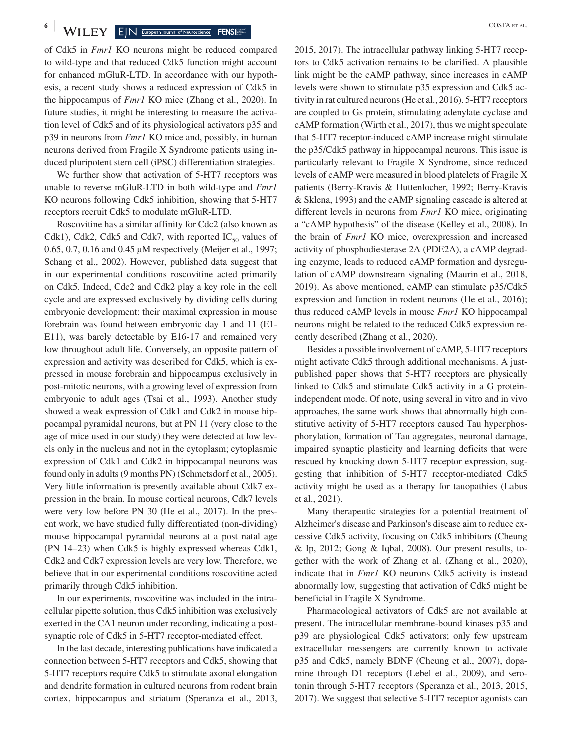of Cdk5 in *Fmr1* KO neurons might be reduced compared to wild-type and that reduced Cdk5 function might account for enhanced mGluR-LTD. In accordance with our hypothesis, a recent study shows a reduced expression of Cdk5 in the hippocampus of *Fmr1* KO mice (Zhang et al., 2020). In future studies, it might be interesting to measure the activation level of Cdk5 and of its physiological activators p35 and p39 in neurons from *Fmr1* KO mice and, possibly, in human neurons derived from Fragile X Syndrome patients using induced pluripotent stem cell (iPSC) differentiation strategies.

We further show that activation of 5-HT7 receptors was unable to reverse mGluR-LTD in both wild-type and *Fmr1* KO neurons following Cdk5 inhibition, showing that 5-HT7 receptors recruit Cdk5 to modulate mGluR-LTD.

Roscovitine has a similar affinity for Cdc2 (also known as Cdk1), Cdk2, Cdk5 and Cdk7, with reported $IC_{50}$ values of 0.65, 0.7, 0.16 and 0.45 μM respectively (Meijer et al., 1997; Schang et al., 2002). However, published data suggest that in our experimental conditions roscovitine acted primarily on Cdk5. Indeed, Cdc2 and Cdk2 play a key role in the cell cycle and are expressed exclusively by dividing cells during embryonic development: their maximal expression in mouse forebrain was found between embryonic day 1 and 11 (E1-E11), was barely detectable by E16-17 and remained very low throughout adult life. Conversely, an opposite pattern of expression and activity was described for Cdk5, which is expressed in mouse forebrain and hippocampus exclusively in post-mitotic neurons, with a growing level of expression from embryonic to adult ages (Tsai et al., 1993). Another study showed a weak expression of Cdk1 and Cdk2 in mouse hippocampal pyramidal neurons, but at PN 11 (very close to the age of mice used in our study) they were detected at low levels only in the nucleus and not in the cytoplasm; cytoplasmic expression of Cdk1 and Cdk2 in hippocampal neurons was found only in adults (9 months PN) (Schmetsdorf et al., 2005). Very little information is presently available about Cdk7 expression in the brain. In mouse cortical neurons, Cdk7 levels were very low before PN 30 (He et al., 2017). In the present work, we have studied fully differentiated (non-dividing) mouse hippocampal pyramidal neurons at a post natal age (PN 14–23) when Cdk5 is highly expressed whereas Cdk1, Cdk2 and Cdk7 expression levels are very low. Therefore, we believe that in our experimental conditions roscovitine acted primarily through Cdk5 inhibition.

In our experiments, roscovitine was included in the intracellular pipette solution, thus Cdk5 inhibition was exclusively exerted in the CA1 neuron under recording, indicating a postsynaptic role of Cdk5 in 5-HT7 receptor-mediated effect.

In the last decade, interesting publications have indicated a connection between 5-HT7 receptors and Cdk5, showing that 5-HT7 receptors require Cdk5 to stimulate axonal elongation and dendrite formation in cultured neurons from rodent brain cortex, hippocampus and striatum (Speranza et al., 2013, 2015, 2017). The intracellular pathway linking 5-HT7 receptors to Cdk5 activation remains to be clarified. A plausible link might be the cAMP pathway, since increases in cAMP levels were shown to stimulate p35 expression and Cdk5 activity in rat cultured neurons (He et al., 2016). 5-HT7 receptors are coupled to Gs protein, stimulating adenylate cyclase and cAMP formation (Wirth et al., 2017), thus we might speculate that 5-HT7 receptor-induced cAMP increase might stimulate the p35/Cdk5 pathway in hippocampal neurons. This issue is particularly relevant to Fragile X Syndrome, since reduced levels of cAMP were measured in blood platelets of Fragile X patients (Berry-Kravis & Huttenlocher, 1992; Berry-Kravis & Sklena, 1993) and the cAMP signaling cascade is altered at different levels in neurons from *Fmr1* KO mice, originating a "cAMP hypothesis" of the disease (Kelley et al., 2008). In the brain of *Fmr1* KO mice, overexpression and increased activity of phosphodiesterase 2A (PDE2A), a cAMP degrading enzyme, leads to reduced cAMP formation and dysregulation of cAMP downstream signaling (Maurin et al., 2018, 2019). As above mentioned, cAMP can stimulate p35/Cdk5 expression and function in rodent neurons (He et al., 2016); thus reduced cAMP levels in mouse *Fmr1* KO hippocampal neurons might be related to the reduced Cdk5 expression recently described (Zhang et al., 2020).

Besides a possible involvement of cAMP, 5-HT7 receptors might activate Cdk5 through additional mechanisms. A just-published paper shows that 5-HT7 receptors are physically linked to Cdk5 and stimulate Cdk5 activity in a G protein-independent mode. Of note, using several in vitro and in vivo approaches, the same work shows that abnormally high constitutive activity of 5-HT7 receptors caused Tau hyperphosphorylation, formation of Tau aggregates, neuronal damage, impaired synaptic plasticity and learning deficits that were rescued by knocking down 5-HT7 receptor expression, suggesting that inhibition of 5-HT7 receptor-mediated Cdk5 activity might be used as a therapy for tauopathies (Labus et al., 2021).

Many therapeutic strategies for a potential treatment of Alzheimer's disease and Parkinson's disease aim to reduce excessive Cdk5 activity, focusing on Cdk5 inhibitors (Cheung & Ip, 2012; Gong & Iqbal, 2008). Our present results, together with the work of Zhang et al. (Zhang et al., 2020), indicate that in *Fmr1* KO neurons Cdk5 activity is instead abnormally low, suggesting that activation of Cdk5 might be beneficial in Fragile X Syndrome.

Pharmacological activators of Cdk5 are not available at present. The intracellular membrane-bound kinases p35 and p39 are physiological Cdk5 activators; only few upstream extracellular messengers are currently known to activate p35 and Cdk5, namely BDNF (Cheung et al., 2007), dopamine through D1 receptors (Lebel et al., 2009), and serotonin through 5-HT7 receptors (Speranza et al., 2013, 2015, 2017). We suggest that selective 5-HT7 receptor agonists can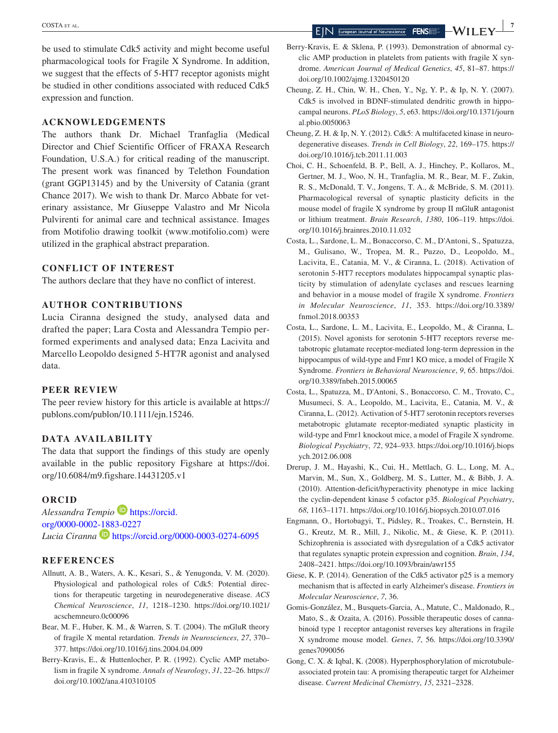be used to stimulate Cdk5 activity and might become useful pharmacological tools for Fragile X Syndrome. In addition, we suggest that the effects of 5-HT7 receptor agonists might be studied in other conditions associated with reduced Cdk5 expression and function.

## ACKNOWLEDGEMENTS

The authors thank Dr. Michael Tranfaglia (Medical Director and Chief Scientific Officer of FRAXA Research Foundation, U.S.A.) for critical reading of the manuscript. The present work was financed by Telethon Foundation (grant GGP13145) and by the University of Catania (grant Chance 2017). We wish to thank Dr. Marco Abbate for veterinary assistance, Mr Giuseppe Valastro and Mr Nicola Pulvirenti for animal care and technical assistance. Images from Motifolio drawing toolkit (www.motifolio.com) were utilized in the graphical abstract preparation.

## CONFLICT OF INTEREST

The authors declare that they have no conflict of interest.

## AUTHOR CONTRIBUTIONS

Lucia Ciranna designed the study, analysed data and drafted the paper; Lara Costa and Alessandra Tempio performed experiments and analysed data; Enza Lacivita and Marcello Leopoldo designed 5-HT7R agonist and analysed data.

## PEER REVIEW

The peer review history for this article is available at https://publons.com/publon/10.1111/ejn.15246.

## DATA AVAILABILITY

The data that support the findings of this study are openly available in the public repository Figshare at https://doi.org/10.6084/m9.figshare.14431205.v1

## ORCID

*Alessandra Tempio* https://orcid.org/0000-0002-1883-0227
*Lucia Ciranna* https://orcid.org/0000-0003-0274-6095

## REFERENCES

Allnutt, A. B., Waters, A. K., Kesari, S., & Yenugonda, V. M. (2020). Physiological and pathological roles of Cdk5: Potential directions for therapeutic targeting in neurodegenerative disease. *ACS Chemical Neuroscience*, *11*, 1218–1230. https://doi.org/10.1021/acschemneuro.0c00096

Bear, M. F., Huber, K. M., & Warren, S. T. (2004). The mGluR theory of fragile X mental retardation. *Trends in Neurosciences*, *27*, 370–377. https://doi.org/10.1016/j.tins.2004.04.009

Berry-Kravis, E., & Huttenlocher, P. R. (1992). Cyclic AMP metabolism in fragile X syndrome. *Annals of Neurology*, *31*, 22–26. https://doi.org/10.1002/ana.410310105

Berry-Kravis, E. & Sklena, P. (1993). Demonstration of abnormal cyclic AMP production in platelets from patients with fragile X syndrome. *American Journal of Medical Genetics*, *45*, 81–87. https://doi.org/10.1002/ajmg.1320450120

Cheung, Z. H., Chin, W. H., Chen, Y., Ng, Y. P., & Ip, N. Y. (2007). Cdk5 is involved in BDNF-stimulated dendritic growth in hippocampal neurons. *PLoS Biology*, *5*, e63. https://doi.org/10.1371/journal.pbio.0050063

Cheung, Z. H. & Ip, N. Y. (2012). Cdk5: A multifaceted kinase in neurodegenerative diseases. *Trends in Cell Biology*, *22*, 169–175. https://doi.org/10.1016/j.tcb.2011.11.003

Choi, C. H., Schoenfeld, B. P., Bell, A. J., Hinchey, P., Kollaros, M., Gertner, M. J., Woo, N. H., Tranfaglia, M. R., Bear, M. F., Zukin, R. S., McDonald, T. V., Jongens, T. A., & McBride, S. M. (2011). Pharmacological reversal of synaptic plasticity deficits in the mouse model of fragile X syndrome by group II mGluR antagonist or lithium treatment. *Brain Research*, *1380*, 106–119. https://doi.org/10.1016/j.brainres.2010.11.032

Costa, L., Sardone, L. M., Bonaccorso, C. M., D'Antoni, S., Spatuzza, M., Gulisano, W., Tropea, M. R., Puzzo, D., Leopoldo, M., Lacivita, E., Catania, M. V., & Ciranna, L. (2018). Activation of serotonin 5-HT7 receptors modulates hippocampal synaptic plasticity by stimulation of adenylate cyclases and rescues learning and behavior in a mouse model of fragile X syndrome. *Frontiers in Molecular Neuroscience*, *11*, 353. https://doi.org/10.3389/fnmol.2018.00353

Costa, L., Sardone, L. M., Lacivita, E., Leopoldo, M., & Ciranna, L. (2015). Novel agonists for serotonin 5-HT7 receptors reverse metabotropic glutamate receptor-mediated long-term depression in the hippocampus of wild-type and Fmr1 KO mice, a model of Fragile X Syndrome. *Frontiers in Behavioral Neuroscience*, *9*, 65. https://doi.org/10.3389/fnbeh.2015.00065

Costa, L., Spatuzza, M., D'Antoni, S., Bonaccorso, C. M., Trovato, C., Musumeci, S. A., Leopoldo, M., Lacivita, E., Catania, M. V., & Ciranna, L. (2012). Activation of 5-HT7 serotonin receptors reverses metabotropic glutamate receptor-mediated synaptic plasticity in wild-type and Fmr1 knockout mice, a model of Fragile X syndrome. *Biological Psychiatry*, *72*, 924–933. https://doi.org/10.1016/j.biopsych.2012.06.008

Drerup, J. M., Hayashi, K., Cui, H., Mettlach, G. L., Long, M. A., Marvin, M., Sun, X., Goldberg, M. S., Lutter, M., & Bibb, J. A. (2010). Attention-deficit/hyperactivity phenotype in mice lacking the cyclin-dependent kinase 5 cofactor p35. *Biological Psychiatry*, *68*, 1163–1171. https://doi.org/10.1016/j.biopsych.2010.07.016

Engmann, O., Hortobagyi, T., Pidsley, R., Troakes, C., Bernstein, H. G., Kreutz, M. R., Mill, J., Nikolic, M., & Giese, K. P. (2011). Schizophrenia is associated with dysregulation of a Cdk5 activator that regulates synaptic protein expression and cognition. *Brain*, *134*, 2408–2421. https://doi.org/10.1093/brain/awr155

Giese, K. P. (2014). Generation of the Cdk5 activator p25 is a memory mechanism that is affected in early Alzheimer's disease. *Frontiers in Molecular Neuroscience*, *7*, 36.

Gomis-González, M., Busquets-Garcia, A., Matute, C., Maldonado, R., Mato, S., & Ozaita, A. (2016). Possible therapeutic doses of cannabinoid type 1 receptor antagonist reverses key alterations in fragile X syndrome mouse model. *Genes*, *7*, 56. https://doi.org/10.3390/genes7090056

Gong, C. X. & Iqbal, K. (2008). Hyperphosphorylation of microtubule-associated protein tau: A promising therapeutic target for Alzheimer disease. *Current Medicinal Chemistry*, *15*, 2321–2328.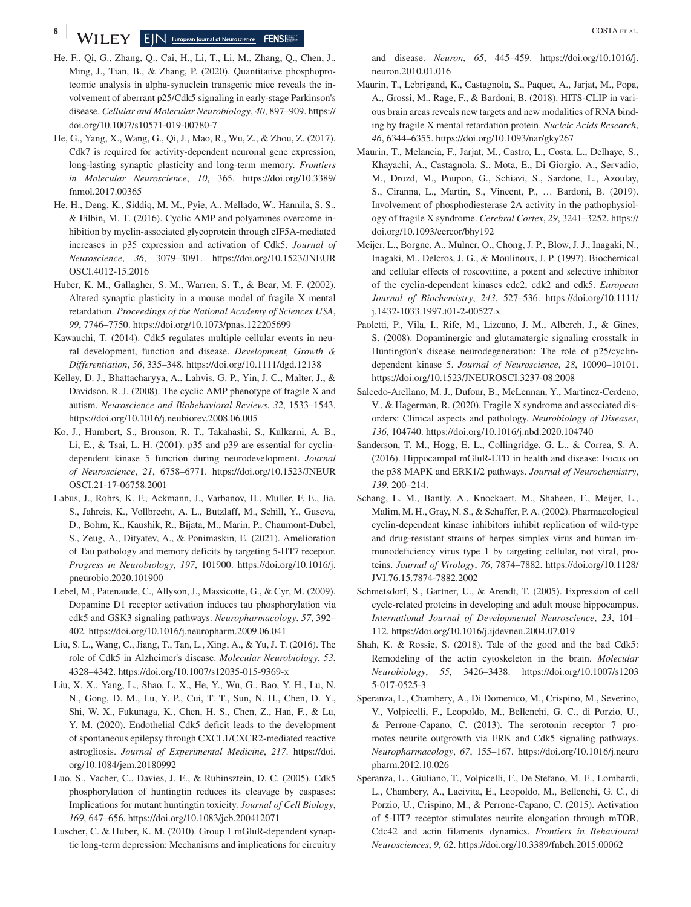He, F., Qi, G., Zhang, Q., Cai, H., Li, T., Li, M., Zhang, Q., Chen, J., Ming, J., Tian, B., & Zhang, P. (2020). Quantitative phosphoproteomic analysis in alpha-synuclein transgenic mice reveals the involvement of aberrant p25/Cdk5 signaling in early-stage Parkinson's disease. *Cellular and Molecular Neurobiology*, *40*, 897–909. https://doi.org/10.1007/s10571-019-00780-7

He, G., Yang, X., Wang, G., Qi, J., Mao, R., Wu, Z., & Zhou, Z. (2017). Cdk7 is required for activity-dependent neuronal gene expression, long-lasting synaptic plasticity and long-term memory. *Frontiers in Molecular Neuroscience*, *10*, 365. https://doi.org/10.3389/fnmol.2017.00365

He, H., Deng, K., Siddiq, M. M., Pyie, A., Mellado, W., Hannila, S. S., & Filbin, M. T. (2016). Cyclic AMP and polyamines overcome inhibition by myelin-associated glycoprotein through eIF5A-mediated increases in p35 expression and activation of Cdk5. *Journal of Neuroscience*, *36*, 3079–3091. https://doi.org/10.1523/JNEUROSCI.4012-15.2016

Huber, K. M., Gallagher, S. M., Warren, S. T., & Bear, M. F. (2002). Altered synaptic plasticity in a mouse model of fragile X mental retardation. *Proceedings of the National Academy of Sciences USA*, *99*, 7746–7750. https://doi.org/10.1073/pnas.122205699

Kawauchi, T. (2014). Cdk5 regulates multiple cellular events in neural development, function and disease. *Development, Growth & Differentiation*, *56*, 335–348. https://doi.org/10.1111/dgd.12138

Kelley, D. J., Bhattacharyya, A., Lahvis, G. P., Yin, J. C., Malter, J., & Davidson, R. J. (2008). The cyclic AMP phenotype of fragile X and autism. *Neuroscience and Biobehavioral Reviews*, *32*, 1533–1543. https://doi.org/10.1016/j.neubiorev.2008.06.005

Ko, J., Humbert, S., Bronson, R. T., Takahashi, S., Kulkarni, A. B., Li, E., & Tsai, L. H. (2001). p35 and p39 are essential for cyclin-dependent kinase 5 function during neurodevelopment. *Journal of Neuroscience*, *21*, 6758–6771. https://doi.org/10.1523/JNEUROSCI.21-17-06758.2001

Labus, J., Rohrs, K. F., Ackmann, J., Varbanov, H., Muller, F. E., Jia, S., Jahreis, K., Vollbrecht, A. L., Butzlaff, M., Schill, Y., Guseva, D., Bohm, K., Kaushik, R., Bijata, M., Marin, P., Chaumont-Dubel, S., Zeug, A., Dityatev, A., & Ponimaskin, E. (2021). Amelioration of Tau pathology and memory deficits by targeting 5-HT7 receptor. *Progress in Neurobiology*, *197*, 101900. https://doi.org/10.1016/j.pneurobio.2020.101900

Lebel, M., Patenaude, C., Allyson, J., Massicotte, G., & Cyr, M. (2009). Dopamine D1 receptor activation induces tau phosphorylation via cdk5 and GSK3 signaling pathways. *Neuropharmacology*, *57*, 392–402. https://doi.org/10.1016/j.neuropharm.2009.06.041

Liu, S. L., Wang, C., Jiang, T., Tan, L., Xing, A., & Yu, J. T. (2016). The role of Cdk5 in Alzheimer's disease. *Molecular Neurobiology*, *53*, 4328–4342. https://doi.org/10.1007/s12035-015-9369-x

Liu, X. X., Yang, L., Shao, L. X., He, Y., Wu, G., Bao, Y. H., Lu, N. N., Gong, D. M., Lu, Y. P., Cui, T. T., Sun, N. H., Chen, D. Y., Shi, W. X., Fukunaga, K., Chen, H. S., Chen, Z., Han, F., & Lu, Y. M. (2020). Endothelial Cdk5 deficit leads to the development of spontaneous epilepsy through CXCL1/CXCR2-mediated reactive astrogliosis. *Journal of Experimental Medicine*, *217*. https://doi.org/10.1084/jem.20180992

Luo, S., Vacher, C., Davies, J. E., & Rubinsztein, D. C. (2005). Cdk5 phosphorylation of huntingtin reduces its cleavage by caspases: Implications for mutant huntingtin toxicity. *Journal of Cell Biology*, *169*, 647–656. https://doi.org/10.1083/jcb.200412071

Luscher, C. & Huber, K. M. (2010). Group 1 mGluR-dependent synaptic long-term depression: Mechanisms and implications for circuitry and disease. *Neuron*, *65*, 445–459. https://doi.org/10.1016/j.neuron.2010.01.016

Maurin, T., Lebrigand, K., Castagnola, S., Paquet, A., Jarjat, M., Popa, A., Grossi, M., Rage, F., & Bardoni, B. (2018). HITS-CLIP in various brain areas reveals new targets and new modalities of RNA binding by fragile X mental retardation protein. *Nucleic Acids Research*, *46*, 6344–6355. https://doi.org/10.1093/nar/gky267

Maurin, T., Melancia, F., Jarjat, M., Castro, L., Costa, L., Delhaye, S., Khayachi, A., Castagnola, S., Mota, E., Di Giorgio, A., Servadio, M., Drozd, M., Poupon, G., Schiavi, S., Sardone, L., Azoulay, S., Ciranna, L., Martin, S., Vincent, P., … Bardoni, B. (2019). Involvement of phosphodiesterase 2A activity in the pathophysiology of fragile X syndrome. *Cerebral Cortex*, *29*, 3241–3252. https://doi.org/10.1093/cercor/bhy192

Meijer, L., Borgne, A., Mulner, O., Chong, J. P., Blow, J. J., Inagaki, N., Inagaki, M., Delcros, J. G., & Moulinoux, J. P. (1997). Biochemical and cellular effects of roscovitine, a potent and selective inhibitor of the cyclin-dependent kinases cdc2, cdk2 and cdk5. *European Journal of Biochemistry*, *243*, 527–536. https://doi.org/10.1111/j.1432-1033.1997.t01-2-00527.x

Paoletti, P., Vila, I., Rife, M., Lizcano, J. M., Alberch, J., & Gines, S. (2008). Dopaminergic and glutamatergic signaling crosstalk in Huntington's disease neurodegeneration: The role of p25/cyclin-dependent kinase 5. *Journal of Neuroscience*, *28*, 10090–10101. https://doi.org/10.1523/JNEUROSCI.3237-08.2008

Salcedo-Arellano, M. J., Dufour, B., McLennan, Y., Martinez-Cerdeno, V., & Hagerman, R. (2020). Fragile X syndrome and associated disorders: Clinical aspects and pathology. *Neurobiology of Diseases*, *136*, 104740. https://doi.org/10.1016/j.nbd.2020.104740

Sanderson, T. M., Hogg, E. L., Collingridge, G. L., & Correa, S. A. (2016). Hippocampal mGluR-LTD in health and disease: Focus on the p38 MAPK and ERK1/2 pathways. *Journal of Neurochemistry*, *139*, 200–214.

Schang, L. M., Bantly, A., Knockaert, M., Shaheen, F., Meijer, L., Malim, M. H., Gray, N. S., & Schaffer, P. A. (2002). Pharmacological cyclin-dependent kinase inhibitors inhibit replication of wild-type and drug-resistant strains of herpes simplex virus and human immunodeficiency virus type 1 by targeting cellular, not viral, proteins. *Journal of Virology*, *76*, 7874–7882. https://doi.org/10.1128/JVI.76.15.7874-7882.2002

Schmetsdorf, S., Gartner, U., & Arendt, T. (2005). Expression of cell cycle-related proteins in developing and adult mouse hippocampus. *International Journal of Developmental Neuroscience*, *23*, 101–112. https://doi.org/10.1016/j.ijdevneu.2004.07.019

Shah, K. & Rossie, S. (2018). Tale of the good and the bad Cdk5: Remodeling of the actin cytoskeleton in the brain. *Molecular Neurobiology*, *55*, 3426–3438. https://doi.org/10.1007/s12035-017-0525-3

Speranza, L., Chambery, A., Di Domenico, M., Crispino, M., Severino, V., Volpicelli, F., Leopoldo, M., Bellenchi, G. C., di Porzio, U., & Perrone-Capano, C. (2013). The serotonin receptor 7 promotes neurite outgrowth via ERK and Cdk5 signaling pathways. *Neuropharmacology*, *67*, 155–167. https://doi.org/10.1016/j.neuropharm.2012.10.026

Speranza, L., Giuliano, T., Volpicelli, F., De Stefano, M. E., Lombardi, L., Chambery, A., Lacivita, E., Leopoldo, M., Bellenchi, G. C., di Porzio, U., Crispino, M., & Perrone-Capano, C. (2015). Activation of 5-HT7 receptor stimulates neurite elongation through mTOR, Cdc42 and actin filaments dynamics. *Frontiers in Behavioural Neurosciences*, *9*, 62. https://doi.org/10.3389/fnbeh.2015.00062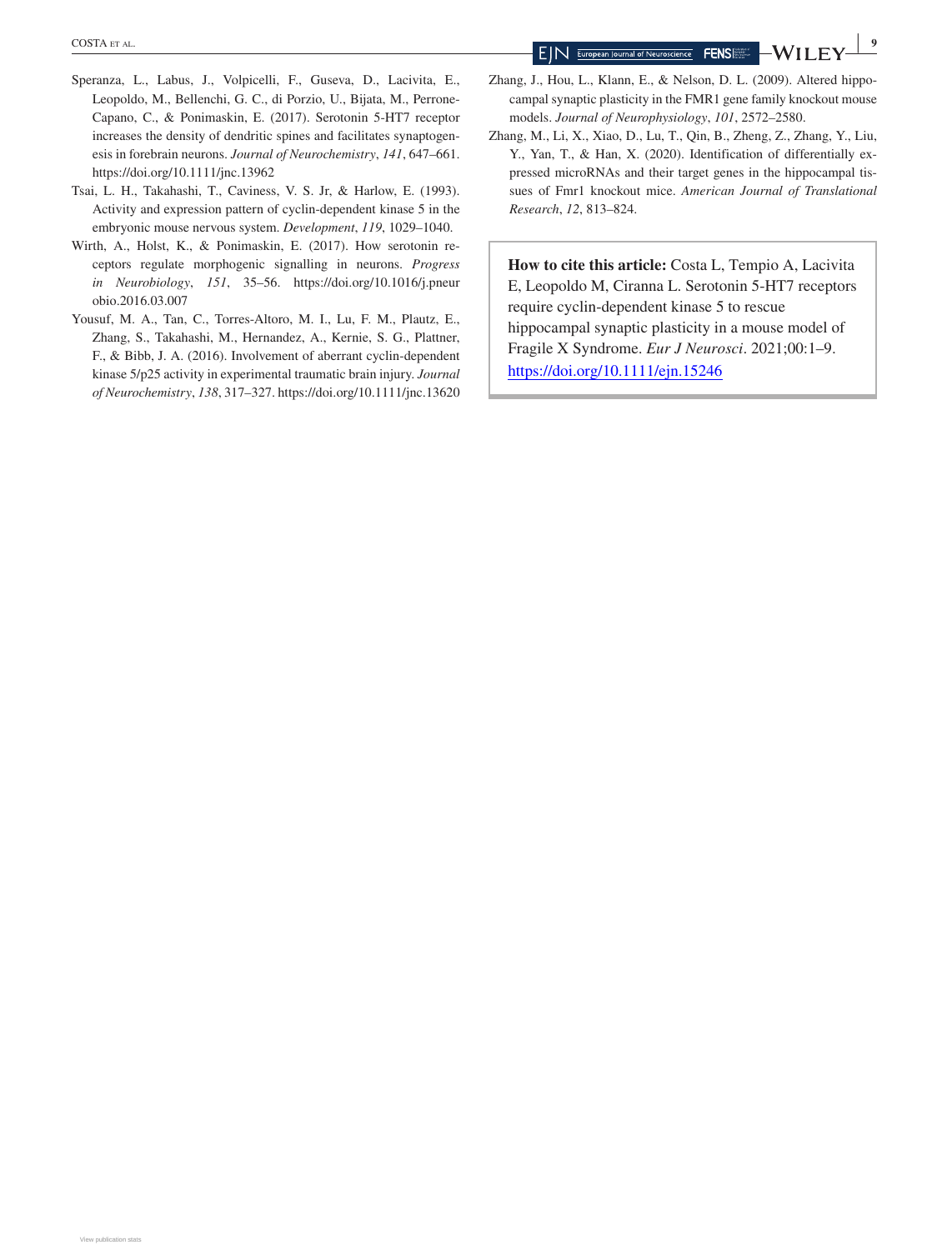Speranza, L., Labus, J., Volpicelli, F., Guseva, D., Lacivita, E., Leopoldo, M., Bellenchi, G. C., di Porzio, U., Bijata, M., Perrone-Capano, C., & Ponimaskin, E. (2017). Serotonin 5-HT7 receptor increases the density of dendritic spines and facilitates synaptogenesis in forebrain neurons. *Journal of Neurochemistry*, *141*, 647–661. https://doi.org/10.1111/jnc.13962

Tsai, L. H., Takahashi, T., Caviness, V. S. Jr, & Harlow, E. (1993). Activity and expression pattern of cyclin-dependent kinase 5 in the embryonic mouse nervous system. *Development*, *119*, 1029–1040.

Wirth, A., Holst, K., & Ponimaskin, E. (2017). How serotonin receptors regulate morphogenic signalling in neurons. *Progress in Neurobiology*, *151*, 35–56. https://doi.org/10.1016/j.pneurobio.2016.03.007

Yousuf, M. A., Tan, C., Torres-Altoro, M. I., Lu, F. M., Plautz, E., Zhang, S., Takahashi, M., Hernandez, A., Kernie, S. G., Plattner, F., & Bibb, J. A. (2016). Involvement of aberrant cyclin-dependent kinase 5/p25 activity in experimental traumatic brain injury. *Journal of Neurochemistry*, *138*, 317–327. https://doi.org/10.1111/jnc.13620

Zhang, J., Hou, L., Klann, E., & Nelson, D. L. (2009). Altered hippocampal synaptic plasticity in the FMR1 gene family knockout mouse models. *Journal of Neurophysiology*, *101*, 2572–2580.

Zhang, M., Li, X., Xiao, D., Lu, T., Qin, B., Zheng, Z., Zhang, Y., Liu, Y., Yan, T., & Han, X. (2020). Identification of differentially expressed microRNAs and their target genes in the hippocampal tissues of Fmr1 knockout mice. *American Journal of Translational Research*, *12*, 813–824.

**How to cite this article:** Costa L, Tempio A, Lacivita E, Leopoldo M, Ciranna L. Serotonin 5-HT7 receptors require cyclin-dependent kinase 5 to rescue hippocampal synaptic plasticity in a mouse model of Fragile X Syndrome. *Eur J Neurosci*. 2021;00:1–9. https://doi.org/10.1111/ejn.15246